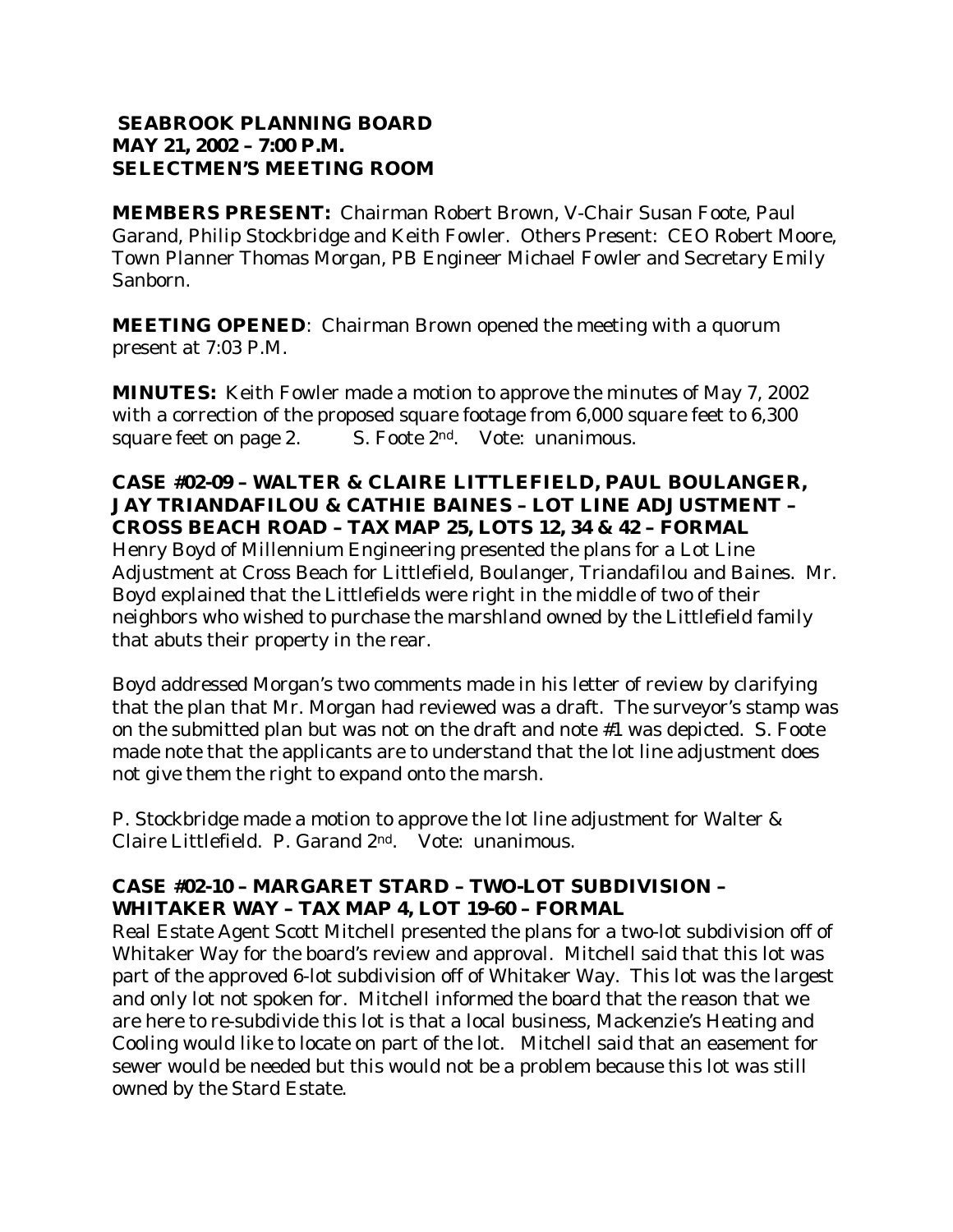# SEABROOK PLANNING BOARD
## MAY 21, 2002 – 7:00 P.M.
## SELECTMEN'S MEETING ROOM

**MEMBERS PRESENT:** Chairman Robert Brown, V-Chair Susan Foote, Paul Garand, Philip Stockbridge and Keith Fowler. Others Present: CEO Robert Moore, Town Planner Thomas Morgan, PB Engineer Michael Fowler and Secretary Emily Sanborn.

**MEETING OPENED**: Chairman Brown opened the meeting with a quorum present at 7:03 P.M.

**MINUTES:** Keith Fowler made a motion to approve the minutes of May 7, 2002 with a correction of the proposed square footage from 6,000 square feet to 6,300 square feet on page 2. S. Foote 2nd. Vote: unanimous.

**CASE #02-09 – WALTER & CLAIRE LITTLEFIELD, PAUL BOULANGER, JAY TRIANDAFILOU & CATHIE BAINES – LOT LINE ADJUSTMENT – CROSS BEACH ROAD – TAX MAP 25, LOTS 12, 34 & 42 – FORMAL**

Henry Boyd of Millennium Engineering presented the plans for a Lot Line Adjustment at Cross Beach for Littlefield, Boulanger, Triandafilou and Baines. Mr. Boyd explained that the Littlefields were right in the middle of two of their neighbors who wished to purchase the marshland owned by the Littlefield family that abuts their property in the rear.

Boyd addressed Morgan's two comments made in his letter of review by clarifying that the plan that Mr. Morgan had reviewed was a draft. The surveyor's stamp was on the submitted plan but was not on the draft and note #1 was depicted. S. Foote made note that the applicants are to understand that the lot line adjustment does not give them the right to expand onto the marsh.

P. Stockbridge made a motion to approve the lot line adjustment for Walter & Claire Littlefield. P. Garand 2nd. Vote: unanimous.

**CASE #02-10 – MARGARET STARD – TWO-LOT SUBDIVISION – WHITAKER WAY – TAX MAP 4, LOT 19-60 – FORMAL**

Real Estate Agent Scott Mitchell presented the plans for a two-lot subdivision off of Whitaker Way for the board's review and approval. Mitchell said that this lot was part of the approved 6-lot subdivision off of Whitaker Way. This lot was the largest and only lot not spoken for. Mitchell informed the board that the reason that we are here to re-subdivide this lot is that a local business, Mackenzie's Heating and Cooling would like to locate on part of the lot. Mitchell said that an easement for sewer would be needed but this would not be a problem because this lot was still owned by the Stard Estate.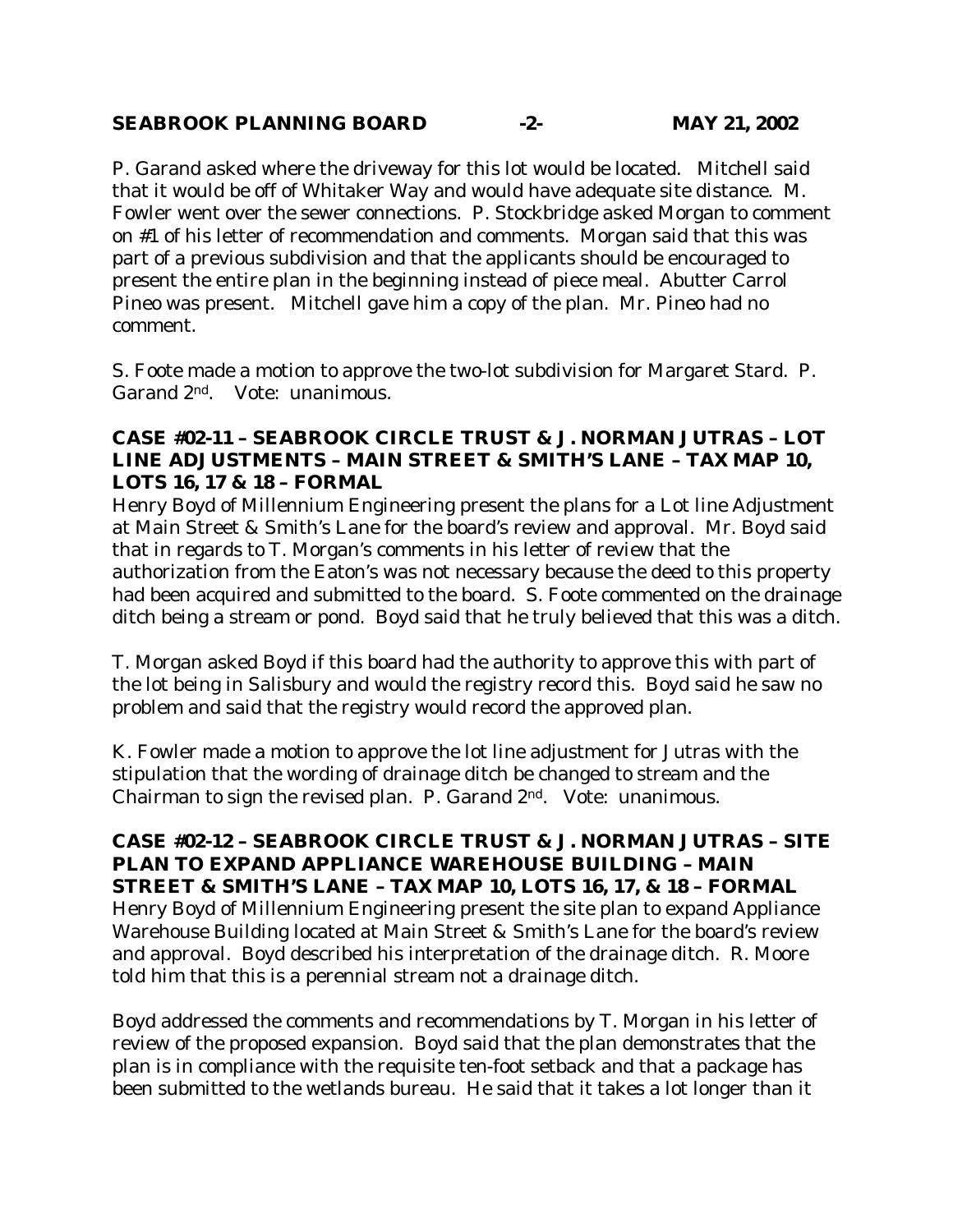P. Garand asked where the driveway for this lot would be located. Mitchell said that it would be off of Whitaker Way and would have adequate site distance. M. Fowler went over the sewer connections. P. Stockbridge asked Morgan to comment on #1 of his letter of recommendation and comments. Morgan said that this was part of a previous subdivision and that the applicants should be encouraged to present the entire plan in the beginning instead of piece meal. Abutter Carrol Pineo was present. Mitchell gave him a copy of the plan. Mr. Pineo had no comment.

S. Foote made a motion to approve the two-lot subdivision for Margaret Stard. P. Garand 2nd. Vote: unanimous.

**CASE #02-11 – SEABROOK CIRCLE TRUST & J. NORMAN JUTRAS – LOT LINE ADJUSTMENTS – MAIN STREET & SMITH'S LANE – TAX MAP 10, LOTS 16, 17 & 18 – FORMAL**

Henry Boyd of Millennium Engineering present the plans for a Lot line Adjustment at Main Street & Smith's Lane for the board's review and approval. Mr. Boyd said that in regards to T. Morgan's comments in his letter of review that the authorization from the Eaton's was not necessary because the deed to this property had been acquired and submitted to the board. S. Foote commented on the drainage ditch being a stream or pond. Boyd said that he truly believed that this was a ditch.

T. Morgan asked Boyd if this board had the authority to approve this with part of the lot being in Salisbury and would the registry record this. Boyd said he saw no problem and said that the registry would record the approved plan.

K. Fowler made a motion to approve the lot line adjustment for Jutras with the stipulation that the wording of drainage ditch be changed to stream and the Chairman to sign the revised plan. P. Garand 2nd. Vote: unanimous.

**CASE #02-12 – SEABROOK CIRCLE TRUST & J. NORMAN JUTRAS – SITE PLAN TO EXPAND APPLIANCE WAREHOUSE BUILDING – MAIN STREET & SMITH'S LANE – TAX MAP 10, LOTS 16, 17, & 18 – FORMAL**

Henry Boyd of Millennium Engineering present the site plan to expand Appliance Warehouse Building located at Main Street & Smith's Lane for the board's review and approval. Boyd described his interpretation of the drainage ditch. R. Moore told him that this is a perennial stream not a drainage ditch.

Boyd addressed the comments and recommendations by T. Morgan in his letter of review of the proposed expansion. Boyd said that the plan demonstrates that the plan is in compliance with the requisite ten-foot setback and that a package has been submitted to the wetlands bureau. He said that it takes a lot longer than it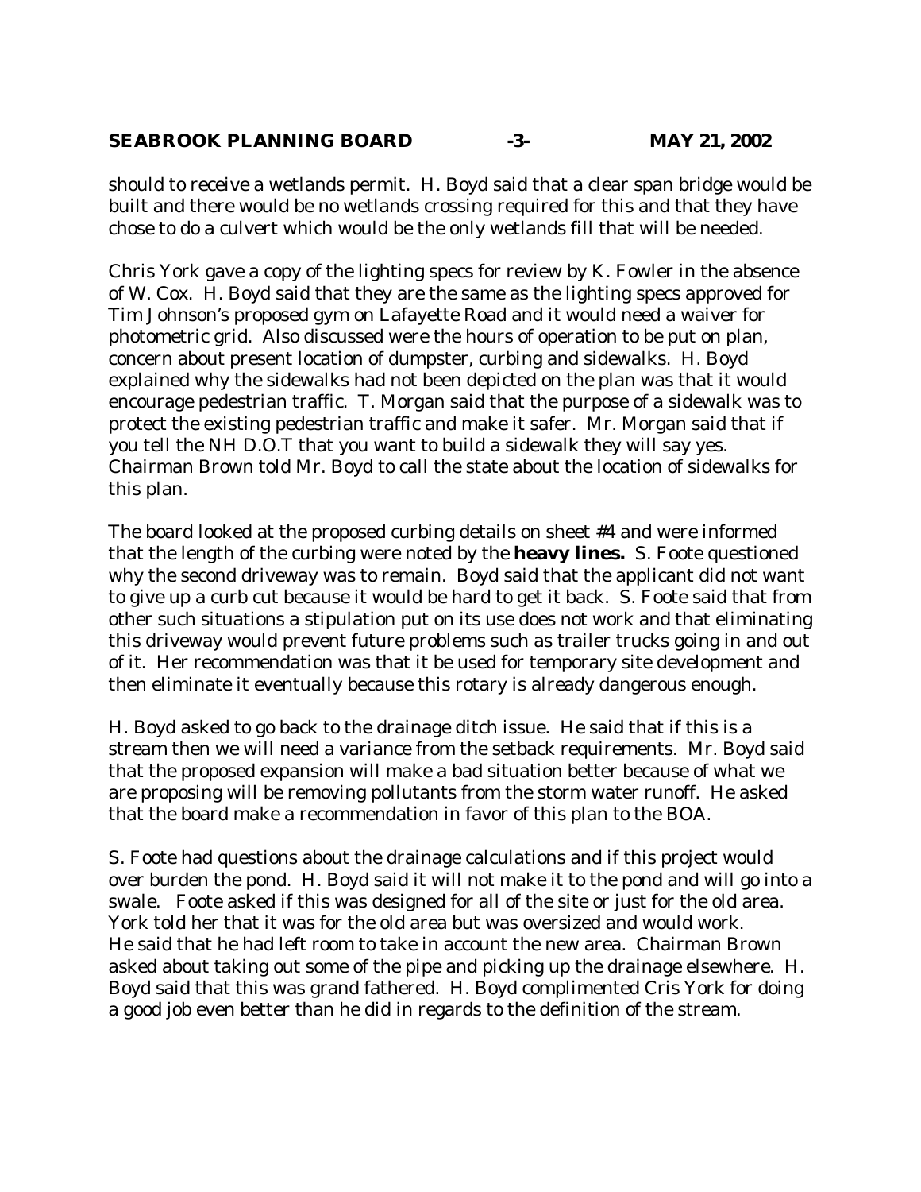should to receive a wetlands permit. H. Boyd said that a clear span bridge would be built and there would be no wetlands crossing required for this and that they have chose to do a culvert which would be the only wetlands fill that will be needed.

Chris York gave a copy of the lighting specs for review by K. Fowler in the absence of W. Cox. H. Boyd said that they are the same as the lighting specs approved for Tim Johnson's proposed gym on Lafayette Road and it would need a waiver for photometric grid. Also discussed were the hours of operation to be put on plan, concern about present location of dumpster, curbing and sidewalks. H. Boyd explained why the sidewalks had not been depicted on the plan was that it would encourage pedestrian traffic. T. Morgan said that the purpose of a sidewalk was to protect the existing pedestrian traffic and make it safer. Mr. Morgan said that if you tell the NH D.O.T that you want to build a sidewalk they will say yes. Chairman Brown told Mr. Boyd to call the state about the location of sidewalks for this plan.

The board looked at the proposed curbing details on sheet #4 and were informed that the length of the curbing were noted by the **heavy lines.** S. Foote questioned why the second driveway was to remain. Boyd said that the applicant did not want to give up a curb cut because it would be hard to get it back. S. Foote said that from other such situations a stipulation put on its use does not work and that eliminating this driveway would prevent future problems such as trailer trucks going in and out of it. Her recommendation was that it be used for temporary site development and then eliminate it eventually because this rotary is already dangerous enough.

H. Boyd asked to go back to the drainage ditch issue. He said that if this is a stream then we will need a variance from the setback requirements. Mr. Boyd said that the proposed expansion will make a bad situation better because of what we are proposing will be removing pollutants from the storm water runoff. He asked that the board make a recommendation in favor of this plan to the BOA.

S. Foote had questions about the drainage calculations and if this project would over burden the pond. H. Boyd said it will not make it to the pond and will go into a swale. Foote asked if this was designed for all of the site or just for the old area. York told her that it was for the old area but was oversized and would work. He said that he had left room to take in account the new area. Chairman Brown asked about taking out some of the pipe and picking up the drainage elsewhere. H. Boyd said that this was grand fathered. H. Boyd complimented Cris York for doing a good job even better than he did in regards to the definition of the stream.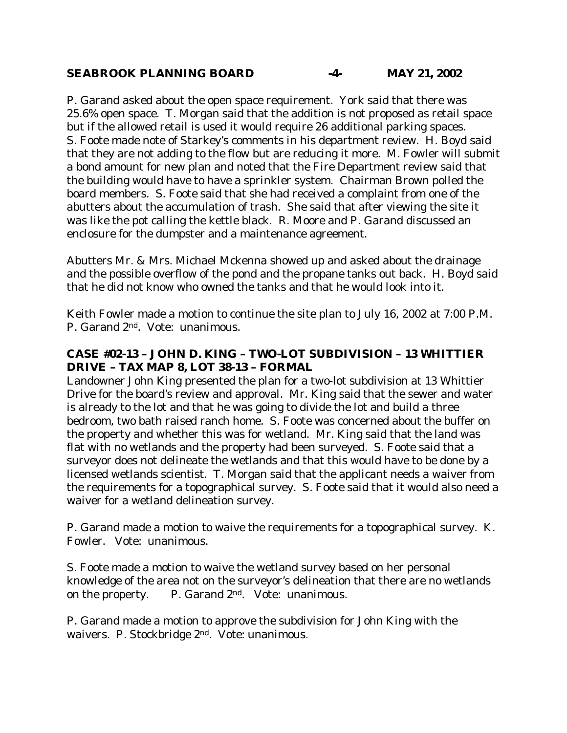P. Garand asked about the open space requirement. York said that there was 25.6% open space. T. Morgan said that the addition is not proposed as retail space but if the allowed retail is used it would require 26 additional parking spaces. S. Foote made note of Starkey's comments in his department review. H. Boyd said that they are not adding to the flow but are reducing it more. M. Fowler will submit a bond amount for new plan and noted that the Fire Department review said that the building would have to have a sprinkler system. Chairman Brown polled the board members. S. Foote said that she had received a complaint from one of the abutters about the accumulation of trash. She said that after viewing the site it was like the pot calling the kettle black. R. Moore and P. Garand discussed an enclosure for the dumpster and a maintenance agreement.

Abutters Mr. & Mrs. Michael Mckenna showed up and asked about the drainage and the possible overflow of the pond and the propane tanks out back. H. Boyd said that he did not know who owned the tanks and that he would look into it.

Keith Fowler made a motion to continue the site plan to July 16, 2002 at 7:00 P.M. P. Garand 2nd. Vote: unanimous.

**CASE #02-13 – JOHN D. KING – TWO-LOT SUBDIVISION – 13 WHITTIER DRIVE – TAX MAP 8, LOT 38-13 – FORMAL**

Landowner John King presented the plan for a two-lot subdivision at 13 Whittier Drive for the board's review and approval. Mr. King said that the sewer and water is already to the lot and that he was going to divide the lot and build a three bedroom, two bath raised ranch home. S. Foote was concerned about the buffer on the property and whether this was for wetland. Mr. King said that the land was flat with no wetlands and the property had been surveyed. S. Foote said that a surveyor does not delineate the wetlands and that this would have to be done by a licensed wetlands scientist. T. Morgan said that the applicant needs a waiver from the requirements for a topographical survey. S. Foote said that it would also need a waiver for a wetland delineation survey.

P. Garand made a motion to waive the requirements for a topographical survey. K. Fowler. Vote: unanimous.

S. Foote made a motion to waive the wetland survey based on her personal knowledge of the area not on the surveyor's delineation that there are no wetlands on the property. P. Garand 2nd. Vote: unanimous.

P. Garand made a motion to approve the subdivision for John King with the waivers. P. Stockbridge 2nd. Vote: unanimous.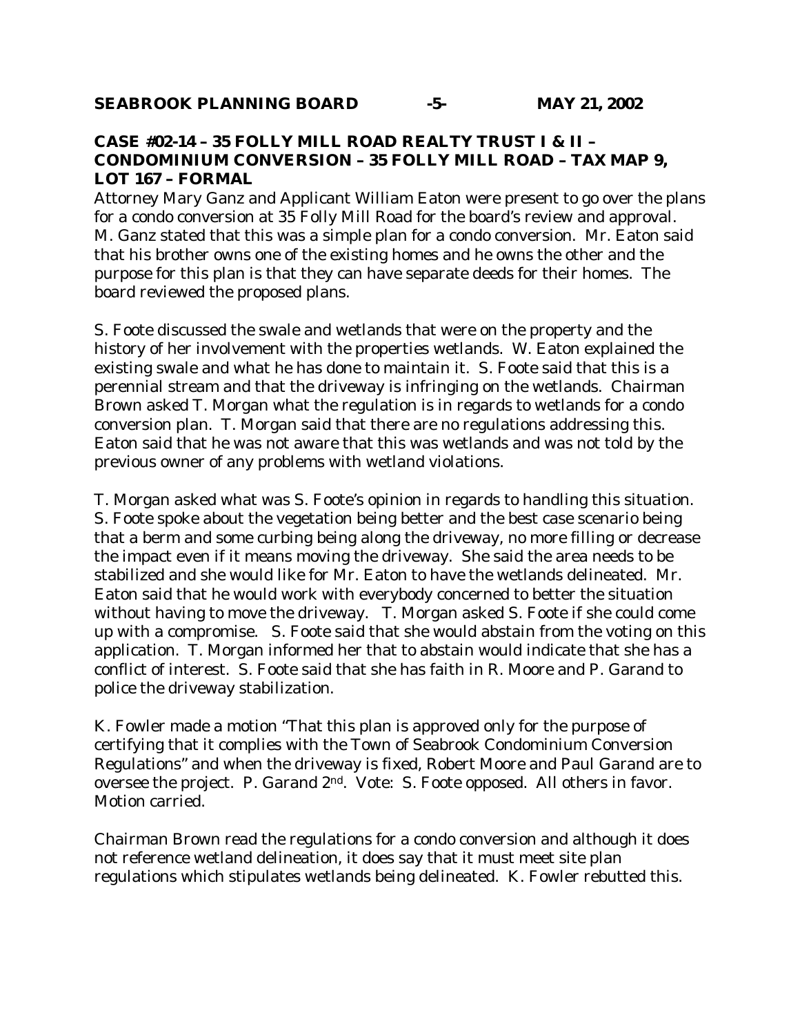**CASE #02-14 – 35 FOLLY MILL ROAD REALTY TRUST I & II – CONDOMINIUM CONVERSION – 35 FOLLY MILL ROAD – TAX MAP 9, LOT 167 – FORMAL**

Attorney Mary Ganz and Applicant William Eaton were present to go over the plans for a condo conversion at 35 Folly Mill Road for the board's review and approval. M. Ganz stated that this was a simple plan for a condo conversion. Mr. Eaton said that his brother owns one of the existing homes and he owns the other and the purpose for this plan is that they can have separate deeds for their homes. The board reviewed the proposed plans.

S. Foote discussed the swale and wetlands that were on the property and the history of her involvement with the properties wetlands. W. Eaton explained the existing swale and what he has done to maintain it. S. Foote said that this is a perennial stream and that the driveway is infringing on the wetlands. Chairman Brown asked T. Morgan what the regulation is in regards to wetlands for a condo conversion plan. T. Morgan said that there are no regulations addressing this. Eaton said that he was not aware that this was wetlands and was not told by the previous owner of any problems with wetland violations.

T. Morgan asked what was S. Foote's opinion in regards to handling this situation. S. Foote spoke about the vegetation being better and the best case scenario being that a berm and some curbing being along the driveway, no more filling or decrease the impact even if it means moving the driveway. She said the area needs to be stabilized and she would like for Mr. Eaton to have the wetlands delineated. Mr. Eaton said that he would work with everybody concerned to better the situation without having to move the driveway. T. Morgan asked S. Foote if she could come up with a compromise. S. Foote said that she would abstain from the voting on this application. T. Morgan informed her that to abstain would indicate that she has a conflict of interest. S. Foote said that she has faith in R. Moore and P. Garand to police the driveway stabilization.

K. Fowler made a motion "That this plan is approved only for the purpose of certifying that it complies with the Town of Seabrook Condominium Conversion Regulations" and when the driveway is fixed, Robert Moore and Paul Garand are to oversee the project. P. Garand 2nd. Vote: S. Foote opposed. All others in favor. Motion carried.

Chairman Brown read the regulations for a condo conversion and although it does not reference wetland delineation, it does say that it must meet site plan regulations which stipulates wetlands being delineated. K. Fowler rebutted this.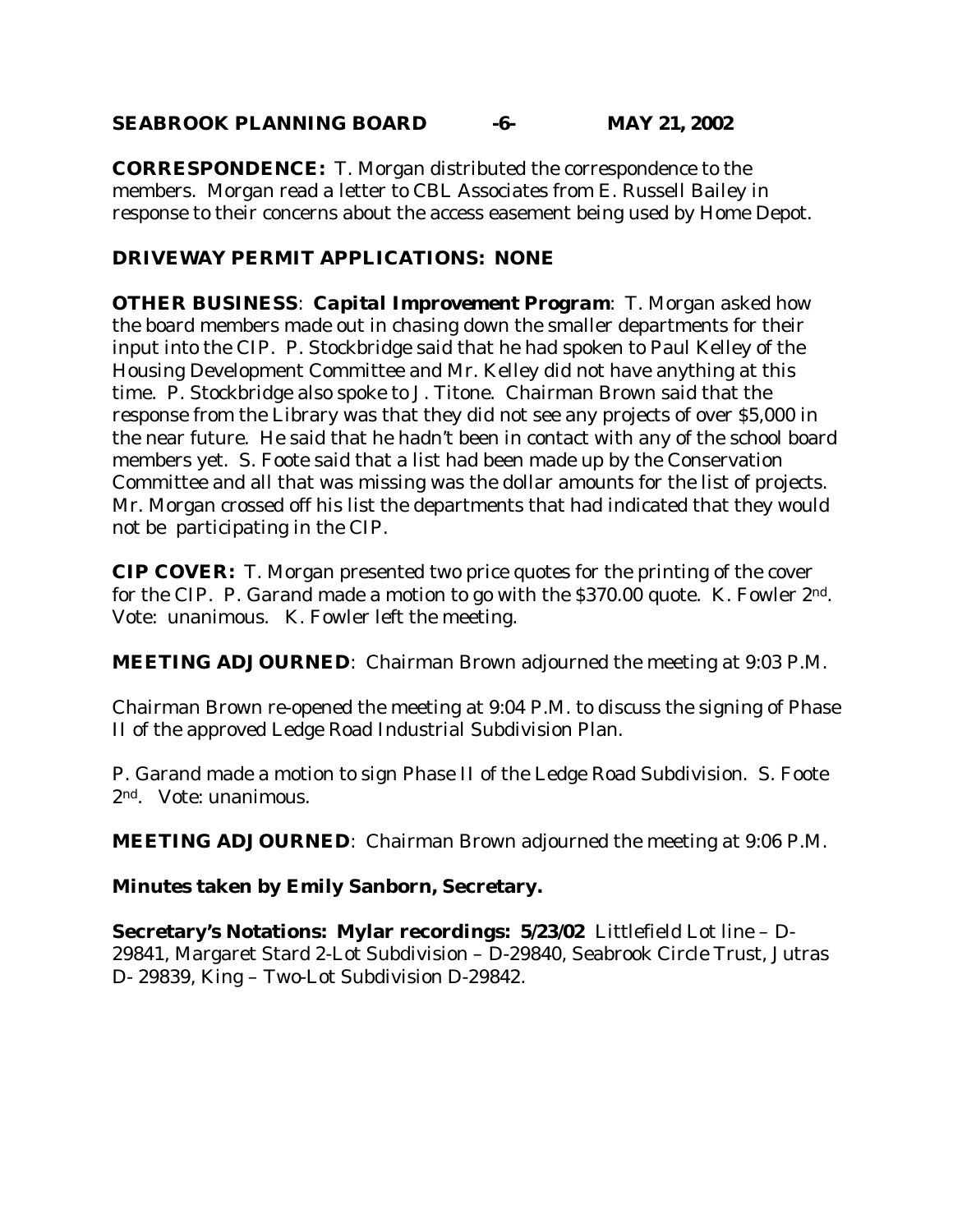**CORRESPONDENCE:** T. Morgan distributed the correspondence to the members. Morgan read a letter to CBL Associates from E. Russell Bailey in response to their concerns about the access easement being used by Home Depot.

**DRIVEWAY PERMIT APPLICATIONS: NONE**

**OTHER BUSINESS**: ***Capital Improvement Program***: T. Morgan asked how the board members made out in chasing down the smaller departments for their input into the CIP. P. Stockbridge said that he had spoken to Paul Kelley of the Housing Development Committee and Mr. Kelley did not have anything at this time. P. Stockbridge also spoke to J. Titone. Chairman Brown said that the response from the Library was that they did not see any projects of over $5,000 in the near future. He said that he hadn't been in contact with any of the school board members yet. S. Foote said that a list had been made up by the Conservation Committee and all that was missing was the dollar amounts for the list of projects. Mr. Morgan crossed off his list the departments that had indicated that they would not be participating in the CIP.

**CIP COVER:** T. Morgan presented two price quotes for the printing of the cover for the CIP. P. Garand made a motion to go with the $370.00 quote. K. Fowler 2nd. Vote: unanimous. K. Fowler left the meeting.

**MEETING ADJOURNED**: Chairman Brown adjourned the meeting at 9:03 P.M.

Chairman Brown re-opened the meeting at 9:04 P.M. to discuss the signing of Phase II of the approved Ledge Road Industrial Subdivision Plan.

P. Garand made a motion to sign Phase II of the Ledge Road Subdivision. S. Foote 2nd. Vote: unanimous.

**MEETING ADJOURNED**: Chairman Brown adjourned the meeting at 9:06 P.M.

**Minutes taken by Emily Sanborn, Secretary.**

**Secretary's Notations: Mylar recordings: 5/23/02** Littlefield Lot line – D-29841, Margaret Stard 2-Lot Subdivision – D-29840, Seabrook Circle Trust, Jutras D- 29839, King – Two-Lot Subdivision D-29842.